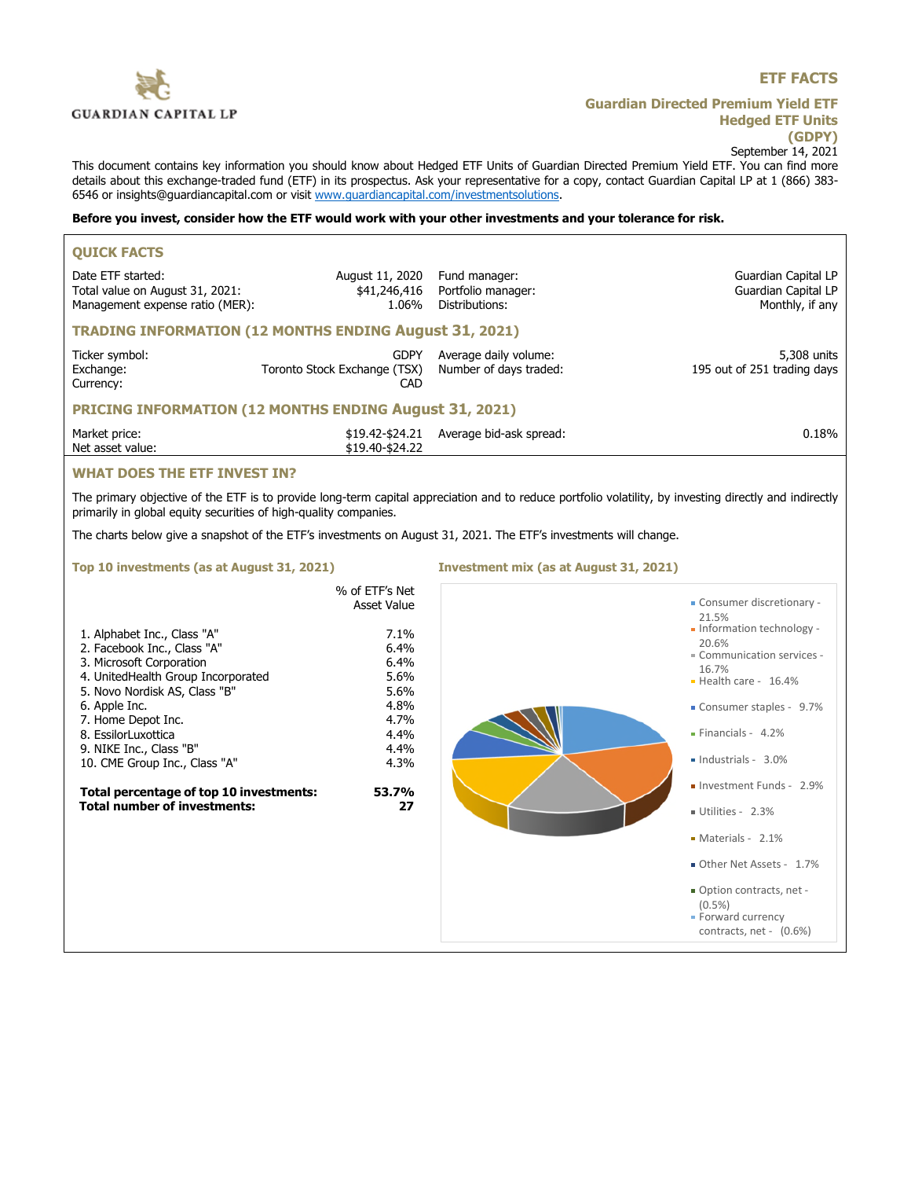GUARDIAN CAPITAL LP

# ETF FACTS

## Guardian Directed Premium Yield ETF Hedged ETF Units (GDPY)

September 14, 2021

This document contains key information you should know about Hedged ETF Units of Guardian Directed Premium Yield ETF. You can find more details about this exchange-traded fund (ETF) in its prospectus. Ask your representative for a copy, contact Guardian Capital LP at 1 (866) 383-6546 or insights@guardiancapital.com or visit [www.guardiancapital.com/investmentsolutions](www.guardiancapital.com/investmentsolutions).

**Before you invest, consider how the ETF would work with your other investments and your tolerance for risk.**

### QUICK FACTS

| | | | |
|---|---|---|---|
| Date ETF started: | August 11, 2020 | Fund manager: | Guardian Capital LP |
| Total value on August 31, 2021: | $41,246,416 | Portfolio manager: | Guardian Capital LP |
| Management expense ratio (MER): | 1.06% | Distributions: | Monthly, if any |

### TRADING INFORMATION (12 MONTHS ENDING August 31, 2021)

| | | | |
|---|---|---|---|
| Ticker symbol: | GDPY | Average daily volume: | 5,308 units |
| Exchange: | Toronto Stock Exchange (TSX) | Number of days traded: | 195 out of 251 trading days |
| Currency: | CAD | | |

### PRICING INFORMATION (12 MONTHS ENDING August 31, 2021)

| | | | |
|---|---|---|---|
| Market price: | $19.42-$24.21 | Average bid-ask spread: | 0.18% |
| Net asset value: | $19.40-$24.22 | | |

### WHAT DOES THE ETF INVEST IN?

The primary objective of the ETF is to provide long-term capital appreciation and to reduce portfolio volatility, by investing directly and indirectly primarily in global equity securities of high-quality companies.

The charts below give a snapshot of the ETF's investments on August 31, 2021. The ETF's investments will change.

#### Top 10 investments (as at August 31, 2021)

| | % of ETF's Net Asset Value |
|---|---|
| 1. Alphabet Inc., Class "A" | 7.1% |
| 2. Facebook Inc., Class "A" | 6.4% |
| 3. Microsoft Corporation | 6.4% |
| 4. UnitedHealth Group Incorporated | 5.6% |
| 5. Novo Nordisk AS, Class "B" | 5.6% |
| 6. Apple Inc. | 4.8% |
| 7. Home Depot Inc. | 4.7% |
| 8. EssilorLuxottica | 4.4% |
| 9. NIKE Inc., Class "B" | 4.4% |
| 10. CME Group Inc., Class "A" | 4.3% |
| **Total percentage of top 10 investments:** | **53.7%** |
| **Total number of investments:** | **27** |

#### Investment mix (as at August 31, 2021)

- Consumer discretionary - 21.5%
- Information technology - 20.6%
- Communication services - 16.7%
- Health care - 16.4%
- Consumer staples - 9.7%
- Financials - 4.2%
- Industrials - 3.0%
- Investment Funds - 2.9%
- Utilities - 2.3%
- Materials - 2.1%
- Other Net Assets - 1.7%
- Option contracts, net - (0.5%)
- Forward currency contracts, net - (0.6%)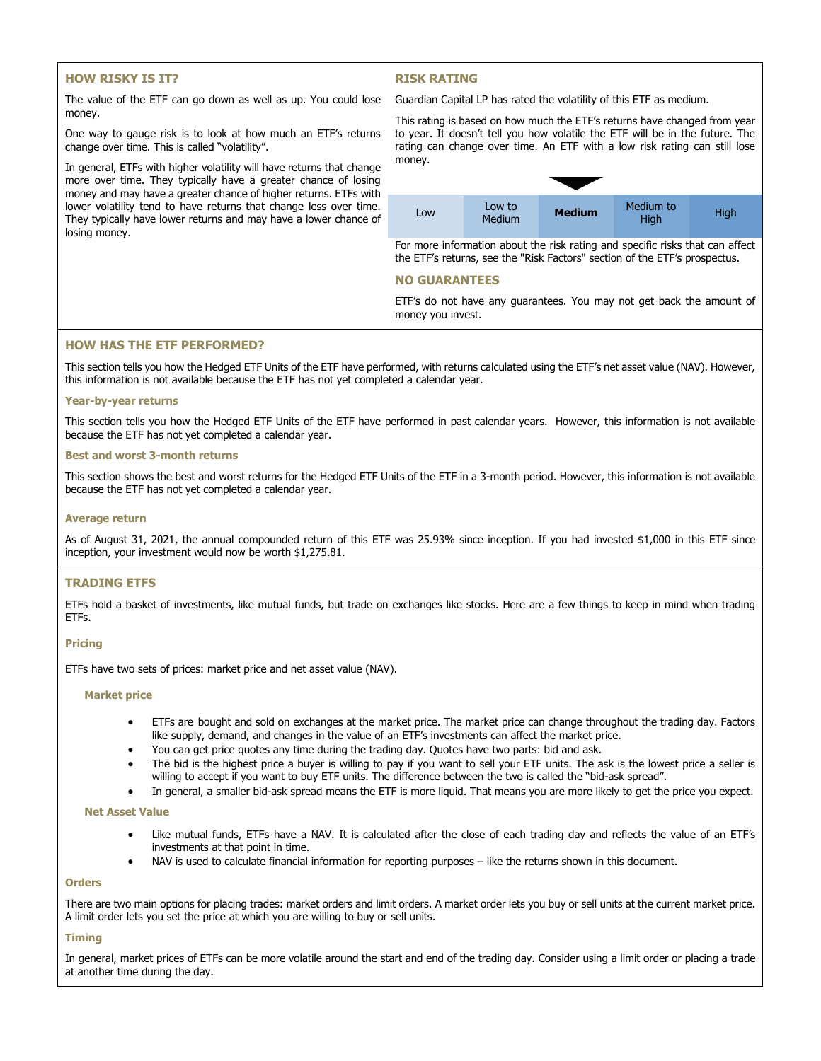## HOW RISKY IS IT?

The value of the ETF can go down as well as up. You could lose money.

One way to gauge risk is to look at how much an ETF's returns change over time. This is called "volatility".

In general, ETFs with higher volatility will have returns that change more over time. They typically have a greater chance of losing money and may have a greater chance of higher returns. ETFs with lower volatility tend to have returns that change less over time. They typically have lower returns and may have a lower chance of losing money.

## RISK RATING

Guardian Capital LP has rated the volatility of this ETF as medium.

This rating is based on how much the ETF's returns have changed from year to year. It doesn't tell you how volatile the ETF will be in the future. The rating can change over time. An ETF with a low risk rating can still lose money.

| Low | Low to Medium | **Medium** | Medium to High | High |
|---|---|---|---|---|

For more information about the risk rating and specific risks that can affect the ETF's returns, see the "Risk Factors" section of the ETF's prospectus.

## NO GUARANTEES

ETF's do not have any guarantees. You may not get back the amount of money you invest.

## HOW HAS THE ETF PERFORMED?

This section tells you how the Hedged ETF Units of the ETF have performed, with returns calculated using the ETF's net asset value (NAV). However, this information is not available because the ETF has not yet completed a calendar year.

### Year-by-year returns

This section tells you how the Hedged ETF Units of the ETF have performed in past calendar years. However, this information is not available because the ETF has not yet completed a calendar year.

### Best and worst 3-month returns

This section shows the best and worst returns for the Hedged ETF Units of the ETF in a 3-month period. However, this information is not available because the ETF has not yet completed a calendar year.

### Average return

As of August 31, 2021, the annual compounded return of this ETF was 25.93% since inception. If you had invested $1,000 in this ETF since inception, your investment would now be worth $1,275.81.

## TRADING ETFS

ETFs hold a basket of investments, like mutual funds, but trade on exchanges like stocks. Here are a few things to keep in mind when trading ETFs.

### Pricing

ETFs have two sets of prices: market price and net asset value (NAV).

#### Market price

- ETFs are bought and sold on exchanges at the market price. The market price can change throughout the trading day. Factors like supply, demand, and changes in the value of an ETF's investments can affect the market price.
- You can get price quotes any time during the trading day. Quotes have two parts: bid and ask.
- The bid is the highest price a buyer is willing to pay if you want to sell your ETF units. The ask is the lowest price a seller is willing to accept if you want to buy ETF units. The difference between the two is called the "bid-ask spread".
- In general, a smaller bid-ask spread means the ETF is more liquid. That means you are more likely to get the price you expect.

#### Net Asset Value

- Like mutual funds, ETFs have a NAV. It is calculated after the close of each trading day and reflects the value of an ETF's investments at that point in time.
- NAV is used to calculate financial information for reporting purposes – like the returns shown in this document.

### Orders

There are two main options for placing trades: market orders and limit orders. A market order lets you buy or sell units at the current market price. A limit order lets you set the price at which you are willing to buy or sell units.

### Timing

In general, market prices of ETFs can be more volatile around the start and end of the trading day. Consider using a limit order or placing a trade at another time during the day.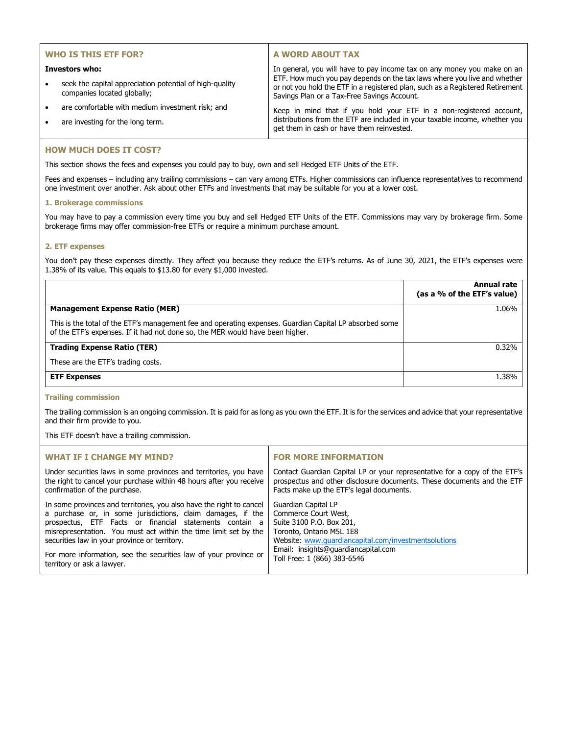## WHO IS THIS ETF FOR?

**Investors who:**

- seek the capital appreciation potential of high-quality companies located globally;
- are comfortable with medium investment risk; and
- are investing for the long term.

## A WORD ABOUT TAX

In general, you will have to pay income tax on any money you make on an ETF. How much you pay depends on the tax laws where you live and whether or not you hold the ETF in a registered plan, such as a Registered Retirement Savings Plan or a Tax-Free Savings Account.

Keep in mind that if you hold your ETF in a non-registered account, distributions from the ETF are included in your taxable income, whether you get them in cash or have them reinvested.

## HOW MUCH DOES IT COST?

This section shows the fees and expenses you could pay to buy, own and sell Hedged ETF Units of the ETF.

Fees and expenses – including any trailing commissions – can vary among ETFs. Higher commissions can influence representatives to recommend one investment over another. Ask about other ETFs and investments that may be suitable for you at a lower cost.

### 1. Brokerage commissions

You may have to pay a commission every time you buy and sell Hedged ETF Units of the ETF. Commissions may vary by brokerage firm. Some brokerage firms may offer commission-free ETFs or require a minimum purchase amount.

### 2. ETF expenses

You don't pay these expenses directly. They affect you because they reduce the ETF's returns. As of June 30, 2021, the ETF's expenses were 1.38% of its value. This equals to $13.80 for every $1,000 invested.

| | Annual rate (as a % of the ETF's value) |
|---|---|
| **Management Expense Ratio (MER)**<br>This is the total of the ETF's management fee and operating expenses. Guardian Capital LP absorbed some of the ETF's expenses. If it had not done so, the MER would have been higher. | 1.06% |
| **Trading Expense Ratio (TER)**<br>These are the ETF's trading costs. | 0.32% |
| **ETF Expenses** | 1.38% |

### Trailing commission

The trailing commission is an ongoing commission. It is paid for as long as you own the ETF. It is for the services and advice that your representative and their firm provide to you.

This ETF doesn't have a trailing commission.

## WHAT IF I CHANGE MY MIND?

Under securities laws in some provinces and territories, you have the right to cancel your purchase within 48 hours after you receive confirmation of the purchase.

In some provinces and territories, you also have the right to cancel a purchase or, in some jurisdictions, claim damages, if the prospectus, ETF Facts or financial statements contain a misrepresentation. You must act within the time limit set by the securities law in your province or territory.

For more information, see the securities law of your province or territory or ask a lawyer.

## FOR MORE INFORMATION

Contact Guardian Capital LP or your representative for a copy of the ETF's prospectus and other disclosure documents. These documents and the ETF Facts make up the ETF's legal documents.

Guardian Capital LP
Commerce Court West,
Suite 3100 P.O. Box 201,
Toronto, Ontario M5L 1E8
Website: www.guardiancapital.com/investmentsolutions
Email: insights@guardiancapital.com
Toll Free: 1 (866) 383-6546